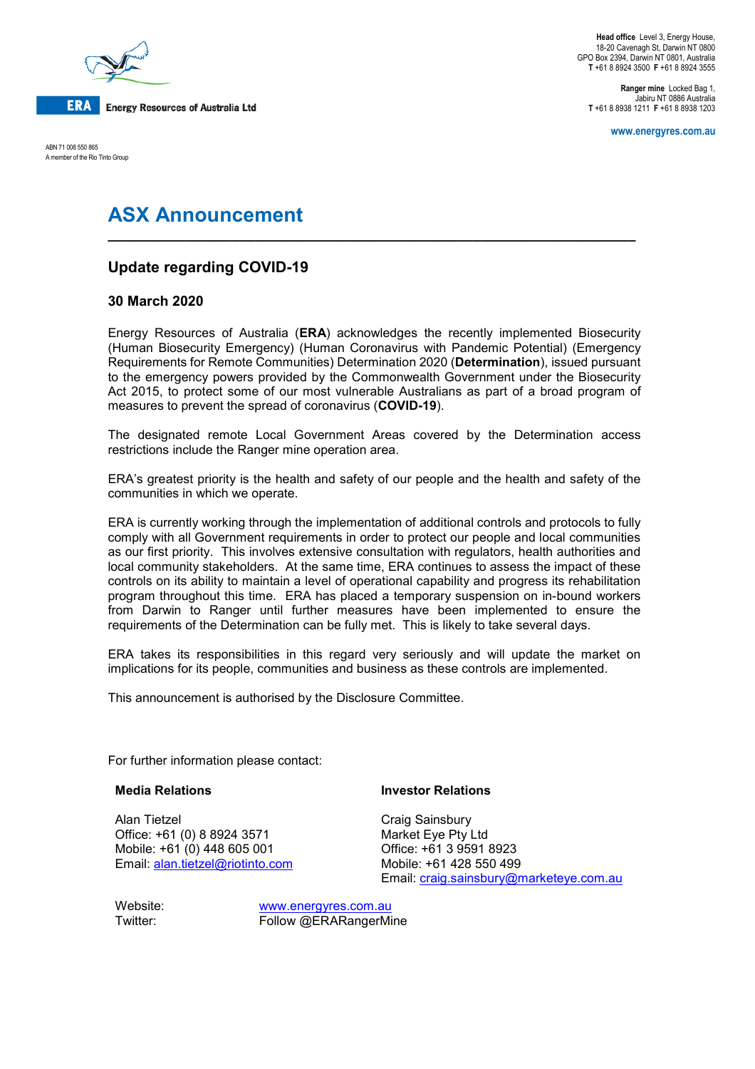**ERA** Energy Resources of Australia Ltd

ABN 71 008 550 865
A member of the Rio Tinto Group

**Head office** Level 3, Energy House,
18-20 Cavenagh St, Darwin NT 0800
GPO Box 2394, Darwin NT 0801, Australia
**T** +61 8 8924 3500 **F** +61 8 8924 3555

**Ranger mine** Locked Bag 1,
Jabiru NT 0886 Australia
**T** +61 8 8938 1211 **F** +61 8 8938 1203

www.energyres.com.au

# ASX Announcement

## Update regarding COVID-19

### 30 March 2020

Energy Resources of Australia (**ERA**) acknowledges the recently implemented Biosecurity (Human Biosecurity Emergency) (Human Coronavirus with Pandemic Potential) (Emergency Requirements for Remote Communities) Determination 2020 (**Determination**), issued pursuant to the emergency powers provided by the Commonwealth Government under the Biosecurity Act 2015, to protect some of our most vulnerable Australians as part of a broad program of measures to prevent the spread of coronavirus (**COVID-19**).

The designated remote Local Government Areas covered by the Determination access restrictions include the Ranger mine operation area.

ERA's greatest priority is the health and safety of our people and the health and safety of the communities in which we operate.

ERA is currently working through the implementation of additional controls and protocols to fully comply with all Government requirements in order to protect our people and local communities as our first priority. This involves extensive consultation with regulators, health authorities and local community stakeholders. At the same time, ERA continues to assess the impact of these controls on its ability to maintain a level of operational capability and progress its rehabilitation program throughout this time. ERA has placed a temporary suspension on in-bound workers from Darwin to Ranger until further measures have been implemented to ensure the requirements of the Determination can be fully met. This is likely to take several days.

ERA takes its responsibilities in this regard very seriously and will update the market on implications for its people, communities and business as these controls are implemented.

This announcement is authorised by the Disclosure Committee.

For further information please contact:

**Media Relations**

Alan Tietzel
Office: +61 (0) 8 8924 3571
Mobile: +61 (0) 448 605 001
Email: alan.tietzel@riotinto.com

**Investor Relations**

Craig Sainsbury
Market Eye Pty Ltd
Office: +61 3 9591 8923
Mobile: +61 428 550 499
Email: craig.sainsbury@marketeye.com.au

Website: www.energyres.com.au
Twitter: Follow @ERARangerMine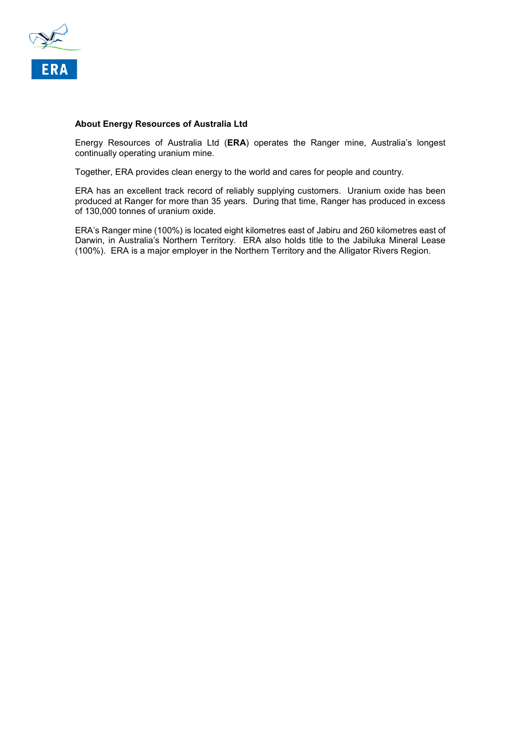**About Energy Resources of Australia Ltd**

Energy Resources of Australia Ltd (**ERA**) operates the Ranger mine, Australia's longest continually operating uranium mine.

Together, ERA provides clean energy to the world and cares for people and country.

ERA has an excellent track record of reliably supplying customers. Uranium oxide has been produced at Ranger for more than 35 years. During that time, Ranger has produced in excess of 130,000 tonnes of uranium oxide.

ERA's Ranger mine (100%) is located eight kilometres east of Jabiru and 260 kilometres east of Darwin, in Australia's Northern Territory. ERA also holds title to the Jabiluka Mineral Lease (100%). ERA is a major employer in the Northern Territory and the Alligator Rivers Region.